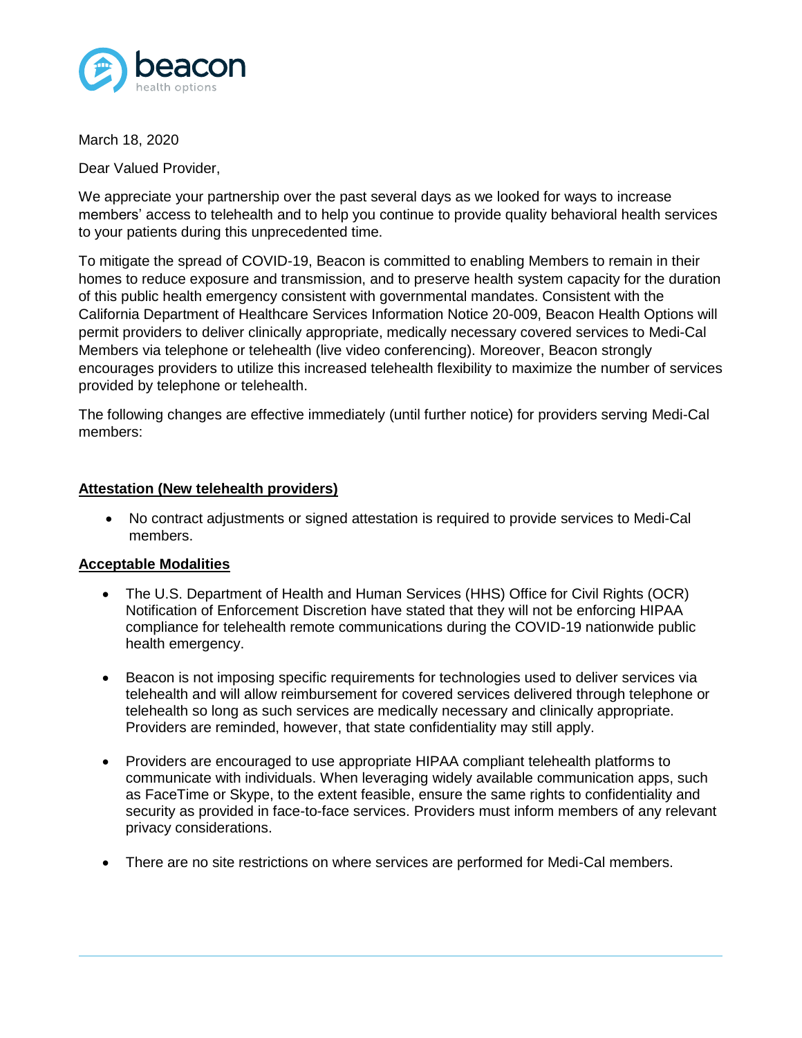March 18, 2020

Dear Valued Provider,

We appreciate your partnership over the past several days as we looked for ways to increase members' access to telehealth and to help you continue to provide quality behavioral health services to your patients during this unprecedented time.

To mitigate the spread of COVID-19, Beacon is committed to enabling Members to remain in their homes to reduce exposure and transmission, and to preserve health system capacity for the duration of this public health emergency consistent with governmental mandates. Consistent with the California Department of Healthcare Services Information Notice 20-009, Beacon Health Options will permit providers to deliver clinically appropriate, medically necessary covered services to Medi-Cal Members via telephone or telehealth (live video conferencing). Moreover, Beacon strongly encourages providers to utilize this increased telehealth flexibility to maximize the number of services provided by telephone or telehealth.

The following changes are effective immediately (until further notice) for providers serving Medi-Cal members:

**<u>Attestation (New telehealth providers)</u>**

- No contract adjustments or signed attestation is required to provide services to Medi-Cal members.

**<u>Acceptable Modalities</u>**

- The U.S. Department of Health and Human Services (HHS) Office for Civil Rights (OCR) Notification of Enforcement Discretion have stated that they will not be enforcing HIPAA compliance for telehealth remote communications during the COVID-19 nationwide public health emergency.
- Beacon is not imposing specific requirements for technologies used to deliver services via telehealth and will allow reimbursement for covered services delivered through telephone or telehealth so long as such services are medically necessary and clinically appropriate. Providers are reminded, however, that state confidentiality may still apply.
- Providers are encouraged to use appropriate HIPAA compliant telehealth platforms to communicate with individuals. When leveraging widely available communication apps, such as FaceTime or Skype, to the extent feasible, ensure the same rights to confidentiality and security as provided in face-to-face services. Providers must inform members of any relevant privacy considerations.
- There are no site restrictions on where services are performed for Medi-Cal members.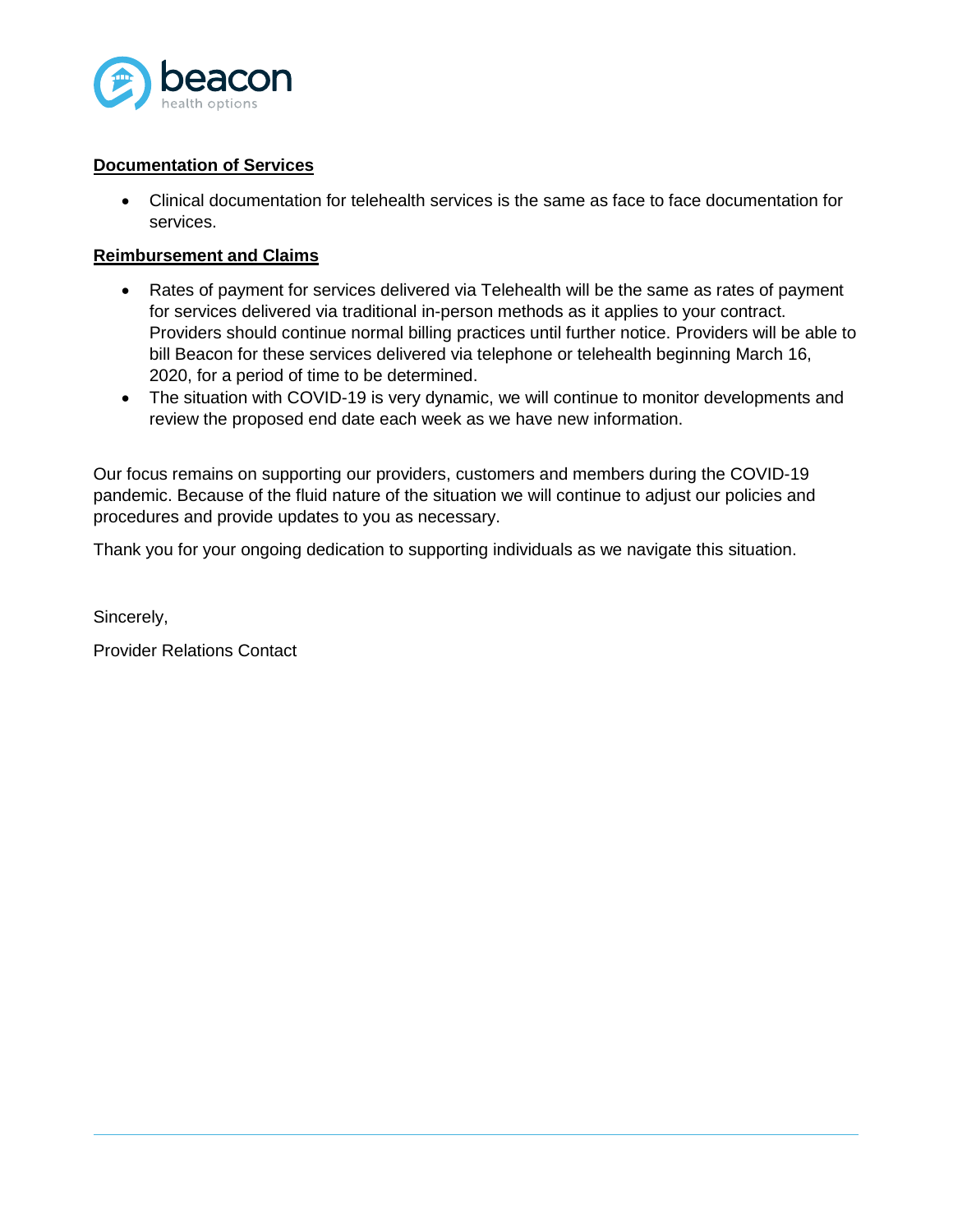**Documentation of Services**

- Clinical documentation for telehealth services is the same as face to face documentation for services.

**Reimbursement and Claims**

- Rates of payment for services delivered via Telehealth will be the same as rates of payment for services delivered via traditional in-person methods as it applies to your contract. Providers should continue normal billing practices until further notice. Providers will be able to bill Beacon for these services delivered via telephone or telehealth beginning March 16, 2020, for a period of time to be determined.
- The situation with COVID-19 is very dynamic, we will continue to monitor developments and review the proposed end date each week as we have new information.

Our focus remains on supporting our providers, customers and members during the COVID-19 pandemic. Because of the fluid nature of the situation we will continue to adjust our policies and procedures and provide updates to you as necessary.

Thank you for your ongoing dedication to supporting individuals as we navigate this situation.

Sincerely,

Provider Relations Contact